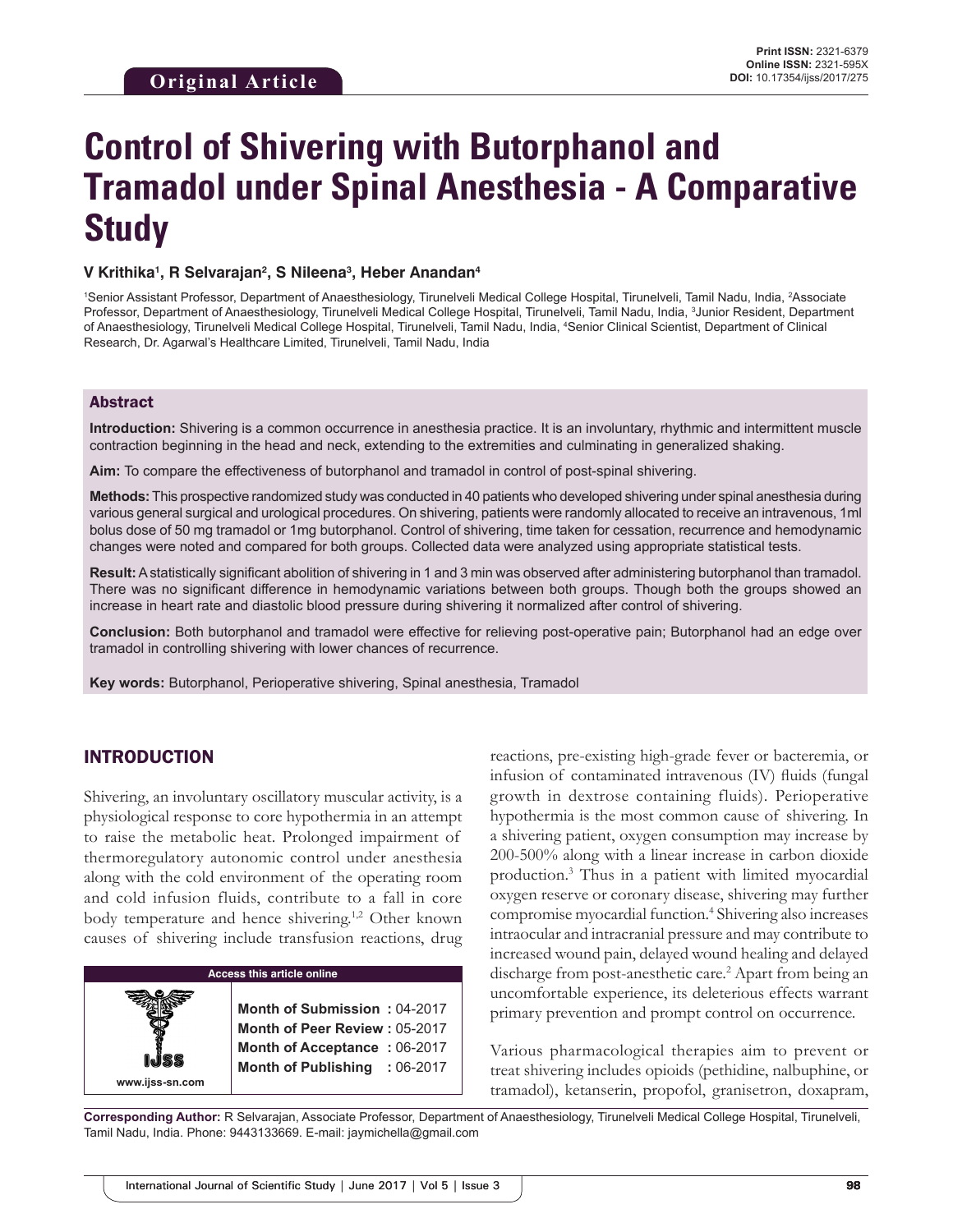Original Article

**Print ISSN:** 2321-6379
**Online ISSN:** 2321-595X
**DOI:** 10.17354/ijss/2017/275

# Control of Shivering with Butorphanol and Tramadol under Spinal Anesthesia - A Comparative Study

**V Krithika[1], R Selvarajan[2], S Nileena[3], Heber Anandan[4]**

[1]Senior Assistant Professor, Department of Anaesthesiology, Tirunelveli Medical College Hospital, Tirunelveli, Tamil Nadu, India, [2]Associate Professor, Department of Anaesthesiology, Tirunelveli Medical College Hospital, Tirunelveli, Tamil Nadu, India, [3]Junior Resident, Department of Anaesthesiology, Tirunelveli Medical College Hospital, Tirunelveli, Tamil Nadu, India, [4]Senior Clinical Scientist, Department of Clinical Research, Dr. Agarwal's Healthcare Limited, Tirunelveli, Tamil Nadu, India

## Abstract

**Introduction:** Shivering is a common occurrence in anesthesia practice. It is an involuntary, rhythmic and intermittent muscle contraction beginning in the head and neck, extending to the extremities and culminating in generalized shaking.

**Aim:** To compare the effectiveness of butorphanol and tramadol in control of post-spinal shivering.

**Methods:** This prospective randomized study was conducted in 40 patients who developed shivering under spinal anesthesia during various general surgical and urological procedures. On shivering, patients were randomly allocated to receive an intravenous, 1ml bolus dose of 50 mg tramadol or 1mg butorphanol. Control of shivering, time taken for cessation, recurrence and hemodynamic changes were noted and compared for both groups. Collected data were analyzed using appropriate statistical tests.

**Result:** A statistically significant abolition of shivering in 1 and 3 min was observed after administering butorphanol than tramadol. There was no significant difference in hemodynamic variations between both groups. Though both the groups showed an increase in heart rate and diastolic blood pressure during shivering it normalized after control of shivering.

**Conclusion:** Both butorphanol and tramadol were effective for relieving post-operative pain; Butorphanol had an edge over tramadol in controlling shivering with lower chances of recurrence.

**Key words:** Butorphanol, Perioperative shivering, Spinal anesthesia, Tramadol

## INTRODUCTION

Shivering, an involuntary oscillatory muscular activity, is a physiological response to core hypothermia in an attempt to raise the metabolic heat. Prolonged impairment of thermoregulatory autonomic control under anesthesia along with the cold environment of the operating room and cold infusion fluids, contribute to a fall in core body temperature and hence shivering.[1,2] Other known causes of shivering include transfusion reactions, drug reactions, pre-existing high-grade fever or bacteremia, or infusion of contaminated intravenous (IV) fluids (fungal growth in dextrose containing fluids). Perioperative hypothermia is the most common cause of shivering. In a shivering patient, oxygen consumption may increase by 200-500% along with a linear increase in carbon dioxide production.[3] Thus in a patient with limited myocardial oxygen reserve or coronary disease, shivering may further compromise myocardial function.[4] Shivering also increases intraocular and intracranial pressure and may contribute to increased wound pain, delayed wound healing and delayed discharge from post-anesthetic care.[2] Apart from being an uncomfortable experience, its deleterious effects warrant primary prevention and prompt control on occurrence.

Various pharmacological therapies aim to prevent or treat shivering includes opioids (pethidine, nalbuphine, or tramadol), ketanserin, propofol, granisetron, doxapram,

| Access this article online | |
|---|---|
| IJSS www.ijss-sn.com | **Month of Submission :** 04-2017<br>**Month of Peer Review :** 05-2017<br>**Month of Acceptance :** 06-2017<br>**Month of Publishing :** 06-2017 |

**Corresponding Author:** R Selvarajan, Associate Professor, Department of Anaesthesiology, Tirunelveli Medical College Hospital, Tirunelveli, Tamil Nadu, India. Phone: 9443133669. E-mail: jaymichella@gmail.com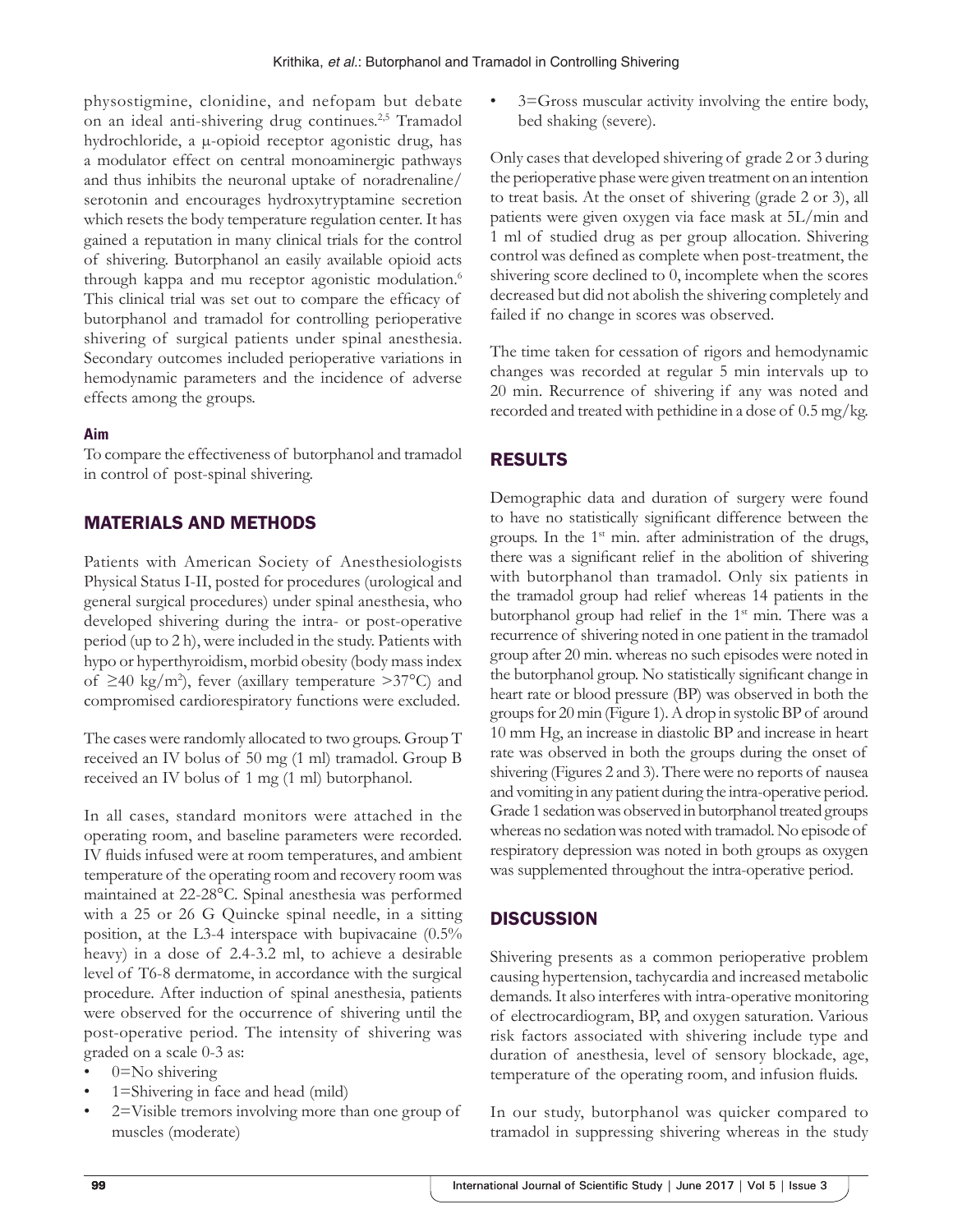physostigmine, clonidine, and nefopam but debate on an ideal anti-shivering drug continues.[2,5] Tramadol hydrochloride, a μ-opioid receptor agonistic drug, has a modulator effect on central monoaminergic pathways and thus inhibits the neuronal uptake of noradrenaline/serotonin and encourages hydroxytryptamine secretion which resets the body temperature regulation center. It has gained a reputation in many clinical trials for the control of shivering. Butorphanol an easily available opioid acts through kappa and mu receptor agonistic modulation.[6] This clinical trial was set out to compare the efficacy of butorphanol and tramadol for controlling perioperative shivering of surgical patients under spinal anesthesia. Secondary outcomes included perioperative variations in hemodynamic parameters and the incidence of adverse effects among the groups.

### Aim

To compare the effectiveness of butorphanol and tramadol in control of post-spinal shivering.

## MATERIALS AND METHODS

Patients with American Society of Anesthesiologists Physical Status I-II, posted for procedures (urological and general surgical procedures) under spinal anesthesia, who developed shivering during the intra- or post-operative period (up to 2 h), were included in the study. Patients with hypo or hyperthyroidism, morbid obesity (body mass index of ≥40 kg/m$^2$), fever (axillary temperature >37°C) and compromised cardiorespiratory functions were excluded.

The cases were randomly allocated to two groups. Group T received an IV bolus of 50 mg (1 ml) tramadol. Group B received an IV bolus of 1 mg (1 ml) butorphanol.

In all cases, standard monitors were attached in the operating room, and baseline parameters were recorded. IV fluids infused were at room temperatures, and ambient temperature of the operating room and recovery room was maintained at 22-28°C. Spinal anesthesia was performed with a 25 or 26 G Quincke spinal needle, in a sitting position, at the L3-4 interspace with bupivacaine (0.5% heavy) in a dose of 2.4-3.2 ml, to achieve a desirable level of T6-8 dermatome, in accordance with the surgical procedure. After induction of spinal anesthesia, patients were observed for the occurrence of shivering until the post-operative period. The intensity of shivering was graded on a scale 0-3 as:

- 0=No shivering
- 1=Shivering in face and head (mild)
- 2=Visible tremors involving more than one group of muscles (moderate)
- 3=Gross muscular activity involving the entire body, bed shaking (severe).

Only cases that developed shivering of grade 2 or 3 during the perioperative phase were given treatment on an intention to treat basis. At the onset of shivering (grade 2 or 3), all patients were given oxygen via face mask at 5L/min and 1 ml of studied drug as per group allocation. Shivering control was defined as complete when post-treatment, the shivering score declined to 0, incomplete when the scores decreased but did not abolish the shivering completely and failed if no change in scores was observed.

The time taken for cessation of rigors and hemodynamic changes was recorded at regular 5 min intervals up to 20 min. Recurrence of shivering if any was noted and recorded and treated with pethidine in a dose of 0.5 mg/kg.

## RESULTS

Demographic data and duration of surgery were found to have no statistically significant difference between the groups. In the 1st min. after administration of the drugs, there was a significant relief in the abolition of shivering with butorphanol than tramadol. Only six patients in the tramadol group had relief whereas 14 patients in the butorphanol group had relief in the 1st min. There was a recurrence of shivering noted in one patient in the tramadol group after 20 min. whereas no such episodes were noted in the butorphanol group. No statistically significant change in heart rate or blood pressure (BP) was observed in both the groups for 20 min (Figure 1). A drop in systolic BP of around 10 mm Hg, an increase in diastolic BP and increase in heart rate was observed in both the groups during the onset of shivering (Figures 2 and 3). There were no reports of nausea and vomiting in any patient during the intra-operative period. Grade 1 sedation was observed in butorphanol treated groups whereas no sedation was noted with tramadol. No episode of respiratory depression was noted in both groups as oxygen was supplemented throughout the intra-operative period.

## DISCUSSION

Shivering presents as a common perioperative problem causing hypertension, tachycardia and increased metabolic demands. It also interferes with intra-operative monitoring of electrocardiogram, BP, and oxygen saturation. Various risk factors associated with shivering include type and duration of anesthesia, level of sensory blockade, age, temperature of the operating room, and infusion fluids.

In our study, butorphanol was quicker compared to tramadol in suppressing shivering whereas in the study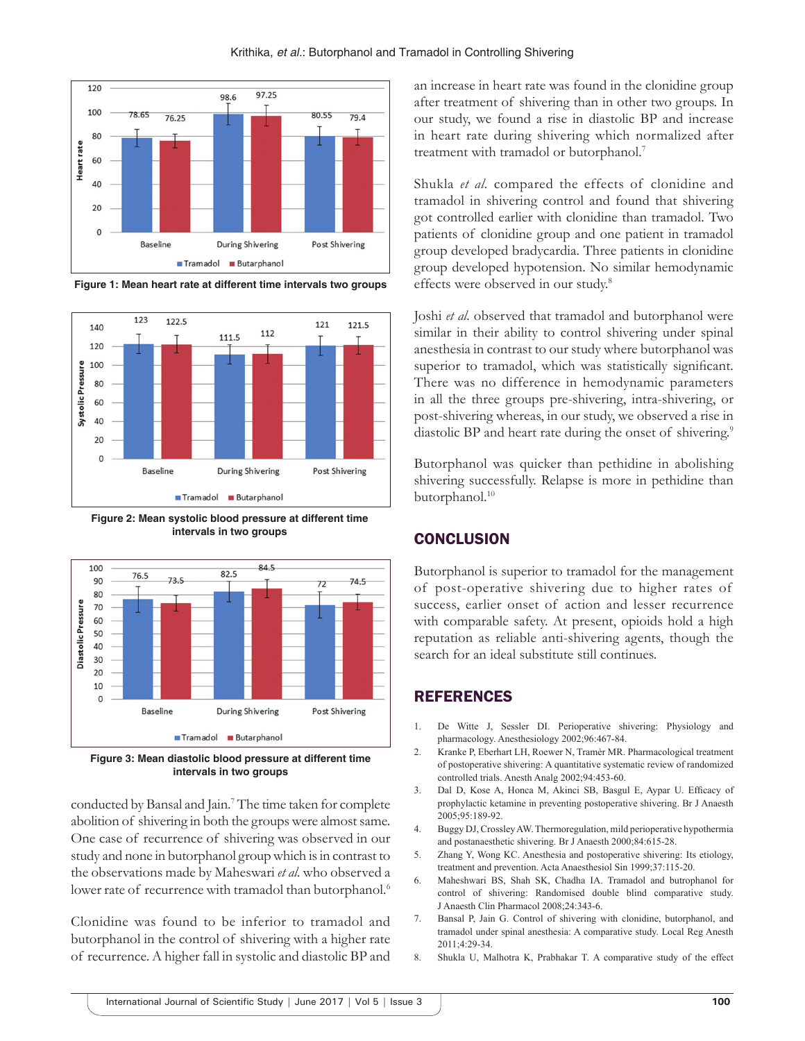Figure 1: Mean heart rate at different time intervals two groups

Figure 2: Mean systolic blood pressure at different time intervals in two groups

Figure 3: Mean diastolic blood pressure at different time intervals in two groups

conducted by Bansal and Jain.[7] The time taken for complete abolition of shivering in both the groups were almost same. One case of recurrence of shivering was observed in our study and none in butorphanol group which is in contrast to the observations made by Maheswari *et al.* who observed a lower rate of recurrence with tramadol than butorphanol.[6]

Clonidine was found to be inferior to tramadol and butorphanol in the control of shivering with a higher rate of recurrence. A higher fall in systolic and diastolic BP and an increase in heart rate was found in the clonidine group after treatment of shivering than in other two groups. In our study, we found a rise in diastolic BP and increase in heart rate during shivering which normalized after treatment with tramadol or butorphanol.[7]

Shukla *et al.* compared the effects of clonidine and tramadol in shivering control and found that shivering got controlled earlier with clonidine than tramadol. Two patients of clonidine group and one patient in tramadol group developed bradycardia. Three patients in clonidine group developed hypotension. No similar hemodynamic effects were observed in our study.[8]

Joshi *et al.* observed that tramadol and butorphanol were similar in their ability to control shivering under spinal anesthesia in contrast to our study where butorphanol was superior to tramadol, which was statistically significant. There was no difference in hemodynamic parameters in all the three groups pre-shivering, intra-shivering, or post-shivering whereas, in our study, we observed a rise in diastolic BP and heart rate during the onset of shivering.[9]

Butorphanol was quicker than pethidine in abolishing shivering successfully. Relapse is more in pethidine than butorphanol.[10]

## CONCLUSION

Butorphanol is superior to tramadol for the management of post-operative shivering due to higher rates of success, earlier onset of action and lesser recurrence with comparable safety. At present, opioids hold a high reputation as reliable anti-shivering agents, though the search for an ideal substitute still continues.

## REFERENCES

1. De Witte J, Sessler DI. Perioperative shivering: Physiology and pharmacology. Anesthesiology 2002;96:467-84.
2. Kranke P, Eberhart LH, Roewer N, Tramèr MR. Pharmacological treatment of postoperative shivering: A quantitative systematic review of randomized controlled trials. Anesth Analg 2002;94:453-60.
3. Dal D, Kose A, Honca M, Akinci SB, Basgul E, Aypar U. Efficacy of prophylactic ketamine in preventing postoperative shivering. Br J Anaesth 2005;95:189-92.
4. Buggy DJ, Crossley AW. Thermoregulation, mild perioperative hypothermia and postanaesthetic shivering. Br J Anaesth 2000;84:615-28.
5. Zhang Y, Wong KC. Anesthesia and postoperative shivering: Its etiology, treatment and prevention. Acta Anaesthesiol Sin 1999;37:115-20.
6. Maheshwari BS, Shah SK, Chadha IA. Tramadol and butrophanol for control of shivering: Randomised double blind comparative study. J Anaesth Clin Pharmacol 2008;24:343-6.
7. Bansal P, Jain G. Control of shivering with clonidine, butorphanol, and tramadol under spinal anesthesia: A comparative study. Local Reg Anesth 2011;4:29-34.
8. Shukla U, Malhotra K, Prabhakar T. A comparative study of the effect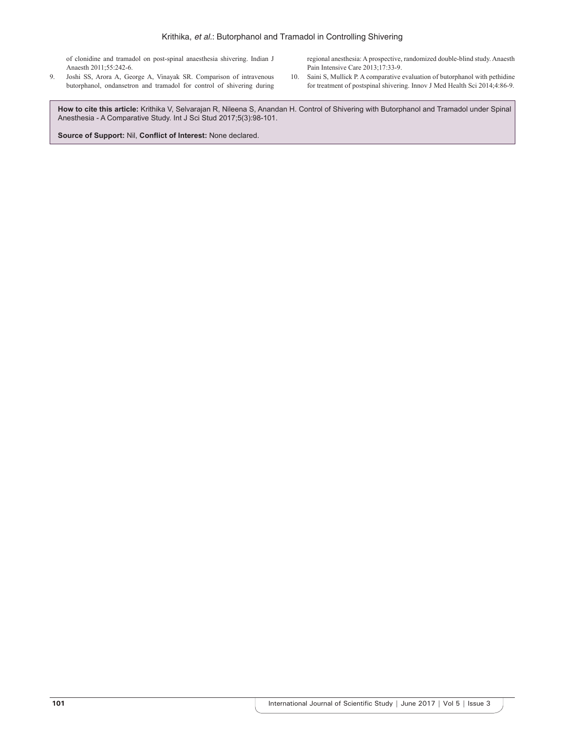of clonidine and tramadol on post-spinal anaesthesia shivering. Indian J Anaesth 2011;55:242-6.

9. Joshi SS, Arora A, George A, Vinayak SR. Comparison of intravenous butorphanol, ondansetron and tramadol for control of shivering during regional anesthesia: A prospective, randomized double-blind study. Anaesth Pain Intensive Care 2013;17:33-9.
10. Saini S, Mullick P. A comparative evaluation of butorphanol with pethidine for treatment of postspinal shivering. Innov J Med Health Sci 2014;4:86-9.

**How to cite this article:** Krithika V, Selvarajan R, Nileena S, Anandan H. Control of Shivering with Butorphanol and Tramadol under Spinal Anesthesia - A Comparative Study. Int J Sci Stud 2017;5(3):98-101.

**Source of Support:** Nil, **Conflict of Interest:** None declared.